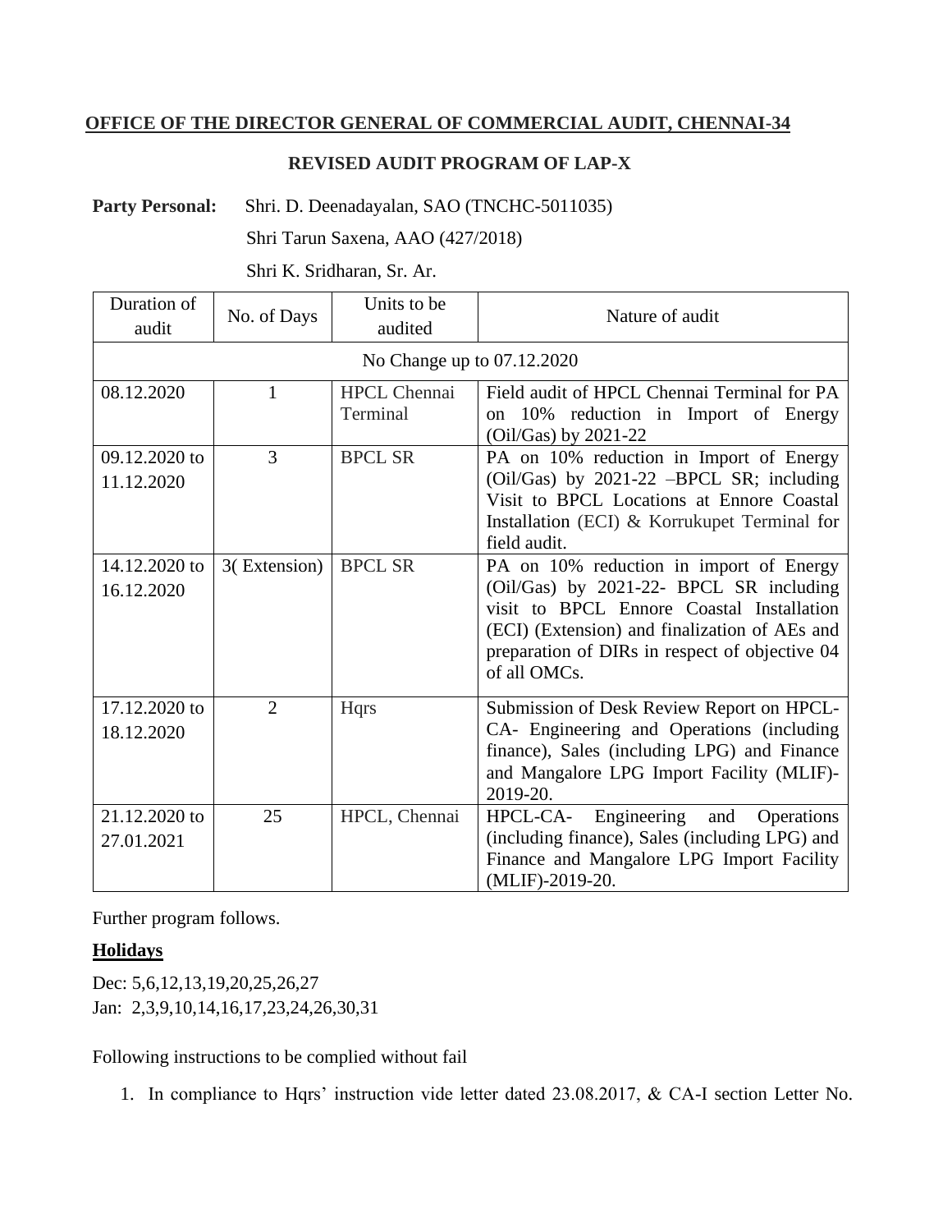**OFFICE OF THE DIRECTOR GENERAL OF COMMERCIAL AUDIT, CHENNAI-34**

**REVISED AUDIT PROGRAM OF LAP-X**

**Party Personal:** Shri. D. Deenadayalan, SAO (TNCHC-5011035)

Shri Tarun Saxena, AAO (427/2018)

Shri K. Sridharan, Sr. Ar.

| Duration of audit | No. of Days | Units to be audited | Nature of audit |
|---|---|---|---|
| No Change up to 07.12.2020 | | | |
| 08.12.2020 | 1 | HPCL Chennai Terminal | Field audit of HPCL Chennai Terminal for PA on 10% reduction in Import of Energy (Oil/Gas) by 2021-22 |
| 09.12.2020 to 11.12.2020 | 3 | BPCL SR | PA on 10% reduction in Import of Energy (Oil/Gas) by 2021-22 –BPCL SR; including Visit to BPCL Locations at Ennore Coastal Installation (ECI) & Korrukupet Terminal for field audit. |
| 14.12.2020 to 16.12.2020 | 3( Extension) | BPCL SR | PA on 10% reduction in import of Energy (Oil/Gas) by 2021-22- BPCL SR including visit to BPCL Ennore Coastal Installation (ECI) (Extension) and finalization of AEs and preparation of DIRs in respect of objective 04 of all OMCs. |
| 17.12.2020 to 18.12.2020 | 2 | Hqrs | Submission of Desk Review Report on HPCL-CA- Engineering and Operations (including finance), Sales (including LPG) and Finance and Mangalore LPG Import Facility (MLIF)-2019-20. |
| 21.12.2020 to 27.01.2021 | 25 | HPCL, Chennai | HPCL-CA- Engineering and Operations (including finance), Sales (including LPG) and Finance and Mangalore LPG Import Facility (MLIF)-2019-20. |

Further program follows.

**Holidays**

Dec: 5,6,12,13,19,20,25,26,27
Jan: 2,3,9,10,14,16,17,23,24,26,30,31

Following instructions to be complied without fail

1. In compliance to Hqrs' instruction vide letter dated 23.08.2017, & CA-I section Letter No.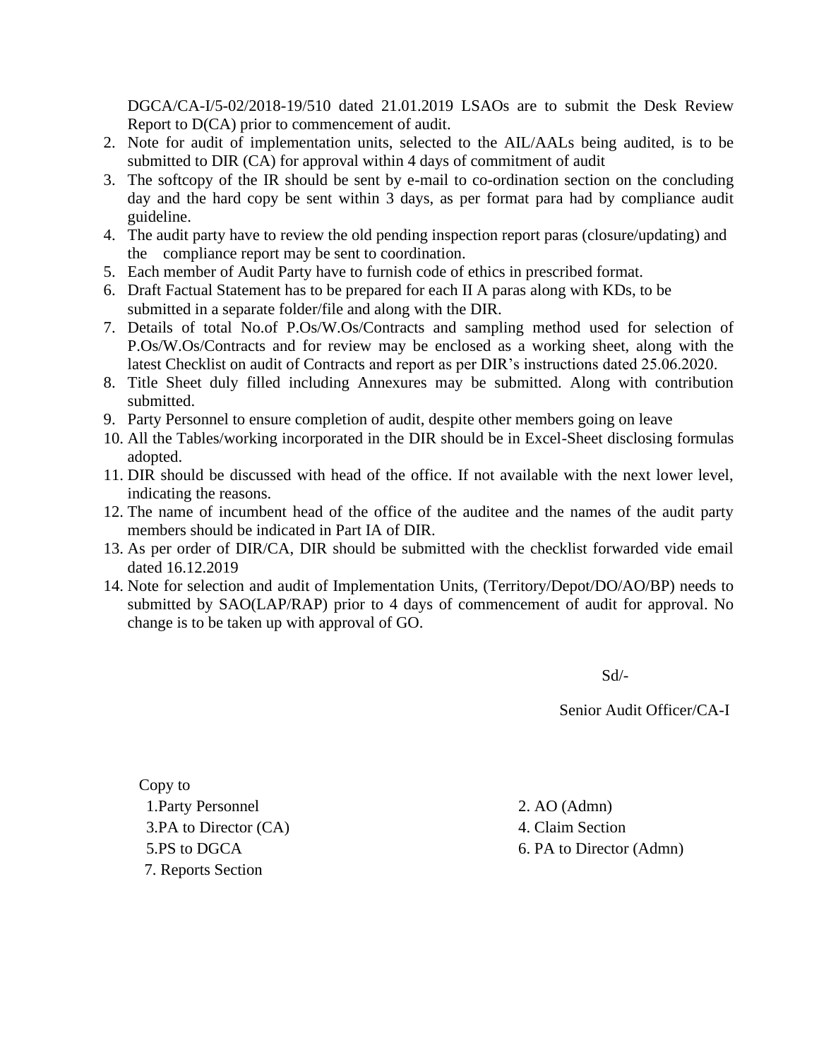DGCA/CA-I/5-02/2018-19/510 dated 21.01.2019 LSAOs are to submit the Desk Review Report to D(CA) prior to commencement of audit.

2. Note for audit of implementation units, selected to the AIL/AALs being audited, is to be submitted to DIR (CA) for approval within 4 days of commitment of audit
3. The softcopy of the IR should be sent by e-mail to co-ordination section on the concluding day and the hard copy be sent within 3 days, as per format para had by compliance audit guideline.
4. The audit party have to review the old pending inspection report paras (closure/updating) and the compliance report may be sent to coordination.
5. Each member of Audit Party have to furnish code of ethics in prescribed format.
6. Draft Factual Statement has to be prepared for each II A paras along with KDs, to be submitted in a separate folder/file and along with the DIR.
7. Details of total No.of P.Os/W.Os/Contracts and sampling method used for selection of P.Os/W.Os/Contracts and for review may be enclosed as a working sheet, along with the latest Checklist on audit of Contracts and report as per DIR's instructions dated 25.06.2020.
8. Title Sheet duly filled including Annexures may be submitted. Along with contribution submitted.
9. Party Personnel to ensure completion of audit, despite other members going on leave
10. All the Tables/working incorporated in the DIR should be in Excel-Sheet disclosing formulas adopted.
11. DIR should be discussed with head of the office. If not available with the next lower level, indicating the reasons.
12. The name of incumbent head of the office of the auditee and the names of the audit party members should be indicated in Part IA of DIR.
13. As per order of DIR/CA, DIR should be submitted with the checklist forwarded vide email dated 16.12.2019
14. Note for selection and audit of Implementation Units, (Territory/Depot/DO/AO/BP) needs to submitted by SAO(LAP/RAP) prior to 4 days of commencement of audit for approval. No change is to be taken up with approval of GO.

Sd/-

Senior Audit Officer/CA-I

Copy to

1. Party Personnel
2. AO (Admn)
3. PA to Director (CA)
4. Claim Section
5. PS to DGCA
6. PA to Director (Admn)
7. Reports Section